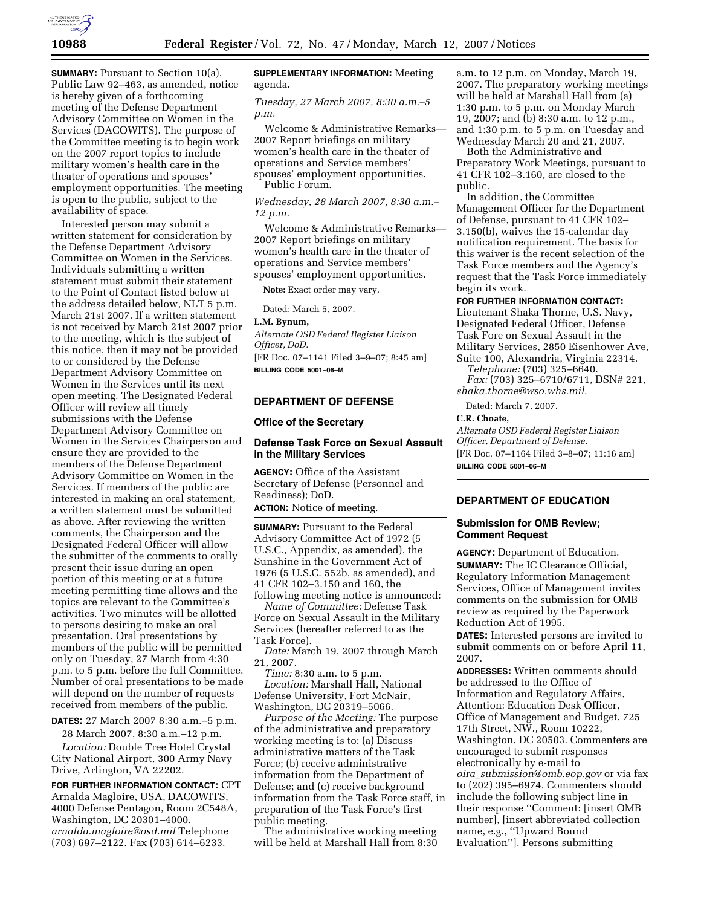**SUMMARY:** Pursuant to Section 10(a), Public Law 92–463, as amended, notice is hereby given of a forthcoming meeting of the Defense Department Advisory Committee on Women in the Services (DACOWITS). The purpose of the Committee meeting is to begin work on the 2007 report topics to include military women's health care in the theater of operations and spouses' employment opportunities. The meeting is open to the public, subject to the availability of space.

Interested person may submit a written statement for consideration by the Defense Department Advisory Committee on Women in the Services. Individuals submitting a written statement must submit their statement to the Point of Contact listed below at the address detailed below, NLT 5 p.m. March 21st 2007. If a written statement is not received by March 21st 2007 prior to the meeting, which is the subject of this notice, then it may not be provided to or considered by the Defense Department Advisory Committee on Women in the Services until its next open meeting. The Designated Federal Officer will review all timely submissions with the Defense Department Advisory Committee on Women in the Services Chairperson and ensure they are provided to the members of the Defense Department Advisory Committee on Women in the Services. If members of the public are interested in making an oral statement, a written statement must be submitted as above. After reviewing the written comments, the Chairperson and the Designated Federal Officer will allow the submitter of the comments to orally present their issue during an open portion of this meeting or at a future meeting permitting time allows and the topics are relevant to the Committee's activities. Two minutes will be allotted to persons desiring to make an oral presentation. Oral presentations by members of the public will be permitted only on Tuesday, 27 March from 4:30 p.m. to 5 p.m. before the full Committee. Number of oral presentations to be made will depend on the number of requests received from members of the public.

**DATES:** 27 March 2007 8:30 a.m.–5 p.m.

28 March 2007, 8:30 a.m.–12 p.m.

*Location:* Double Tree Hotel Crystal City National Airport, 300 Army Navy Drive, Arlington, VA 22202.

**FOR FURTHER INFORMATION CONTACT:** CPT Arnalda Magloire, USA, DACOWITS, 4000 Defense Pentagon, Room 2C548A, Washington, DC 20301–4000. *arnalda.magloire@osd.mil* Telephone (703) 697–2122. Fax (703) 614–6233.

**SUPPLEMENTARY INFORMATION:** Meeting agenda.

*Tuesday, 27 March 2007, 8:30 a.m.–5 p.m.*

Welcome & Administrative Remarks—2007 Report briefings on military women's health care in the theater of operations and Service members' spouses' employment opportunities.

Public Forum.

*Wednesday, 28 March 2007, 8:30 a.m.–12 p.m.*

Welcome & Administrative Remarks—2007 Report briefings on military women's health care in the theater of operations and Service members' spouses' employment opportunities.

**Note:** Exact order may vary.

Dated: March 5, 2007.

**L.M. Bynum,**

*Alternate OSD Federal Register Liaison Officer, DoD.*

[FR Doc. 07–1141 Filed 3–9–07; 8:45 am]

**BILLING CODE 5001–06–M**

## DEPARTMENT OF DEFENSE

### Office of the Secretary

### Defense Task Force on Sexual Assault in the Military Services

**AGENCY:** Office of the Assistant Secretary of Defense (Personnel and Readiness); DoD.

**ACTION:** Notice of meeting.

**SUMMARY:** Pursuant to the Federal Advisory Committee Act of 1972 (5 U.S.C., Appendix, as amended), the Sunshine in the Government Act of 1976 (5 U.S.C. 552b, as amended), and 41 CFR 102–3.150 and 160, the following meeting notice is announced:

*Name of Committee:* Defense Task Force on Sexual Assault in the Military Services (hereafter referred to as the Task Force).

*Date:* March 19, 2007 through March 21, 2007.

*Time:* 8:30 a.m. to 5 p.m.

*Location:* Marshall Hall, National Defense University, Fort McNair, Washington, DC 20319–5066.

*Purpose of the Meeting:* The purpose of the administrative and preparatory working meeting is to: (a) Discuss administrative matters of the Task Force; (b) receive administrative information from the Department of Defense; and (c) receive background information from the Task Force staff, in preparation of the Task Force's first public meeting.

The administrative working meeting will be held at Marshall Hall from 8:30 a.m. to 12 p.m. on Monday, March 19, 2007. The preparatory working meetings will be held at Marshall Hall from (a) 1:30 p.m. to 5 p.m. on Monday March 19, 2007; and (b) 8:30 a.m. to 12 p.m., and 1:30 p.m. to 5 p.m. on Tuesday and Wednesday March 20 and 21, 2007.

Both the Administrative and Preparatory Work Meetings, pursuant to 41 CFR 102–3.160, are closed to the public.

In addition, the Committee Management Officer for the Department of Defense, pursuant to 41 CFR 102–3.150(b), waives the 15-calendar day notification requirement. The basis for this waiver is the recent selection of the Task Force members and the Agency's request that the Task Force immediately begin its work.

**FOR FURTHER INFORMATION CONTACT:** Lieutenant Shaka Thorne, U.S. Navy, Designated Federal Officer, Defense Task Fore on Sexual Assault in the Military Services, 2850 Eisenhower Ave, Suite 100, Alexandria, Virginia 22314.

*Telephone:* (703) 325–6640.

*Fax:* (703) 325–6710/6711, DSN# 221, *shaka.thorne@wso.whs.mil.*

Dated: March 7, 2007.

**C.R. Choate,**

*Alternate OSD Federal Register Liaison Officer, Department of Defense.*

[FR Doc. 07–1164 Filed 3–8–07; 11:16 am]

**BILLING CODE 5001–06–M**

## DEPARTMENT OF EDUCATION

### Submission for OMB Review; Comment Request

**AGENCY:** Department of Education.

**SUMMARY:** The IC Clearance Official, Regulatory Information Management Services, Office of Management invites comments on the submission for OMB review as required by the Paperwork Reduction Act of 1995.

**DATES:** Interested persons are invited to submit comments on or before April 11, 2007.

**ADDRESSES:** Written comments should be addressed to the Office of Information and Regulatory Affairs, Attention: Education Desk Officer, Office of Management and Budget, 725 17th Street, NW., Room 10222, Washington, DC 20503. Commenters are encouraged to submit responses electronically by e-mail to *oira_submission@omb.eop.gov* or via fax to (202) 395–6974. Commenters should include the following subject line in their response ''Comment: [insert OMB number], [insert abbreviated collection name, e.g., ''Upward Bound Evaluation'']. Persons submitting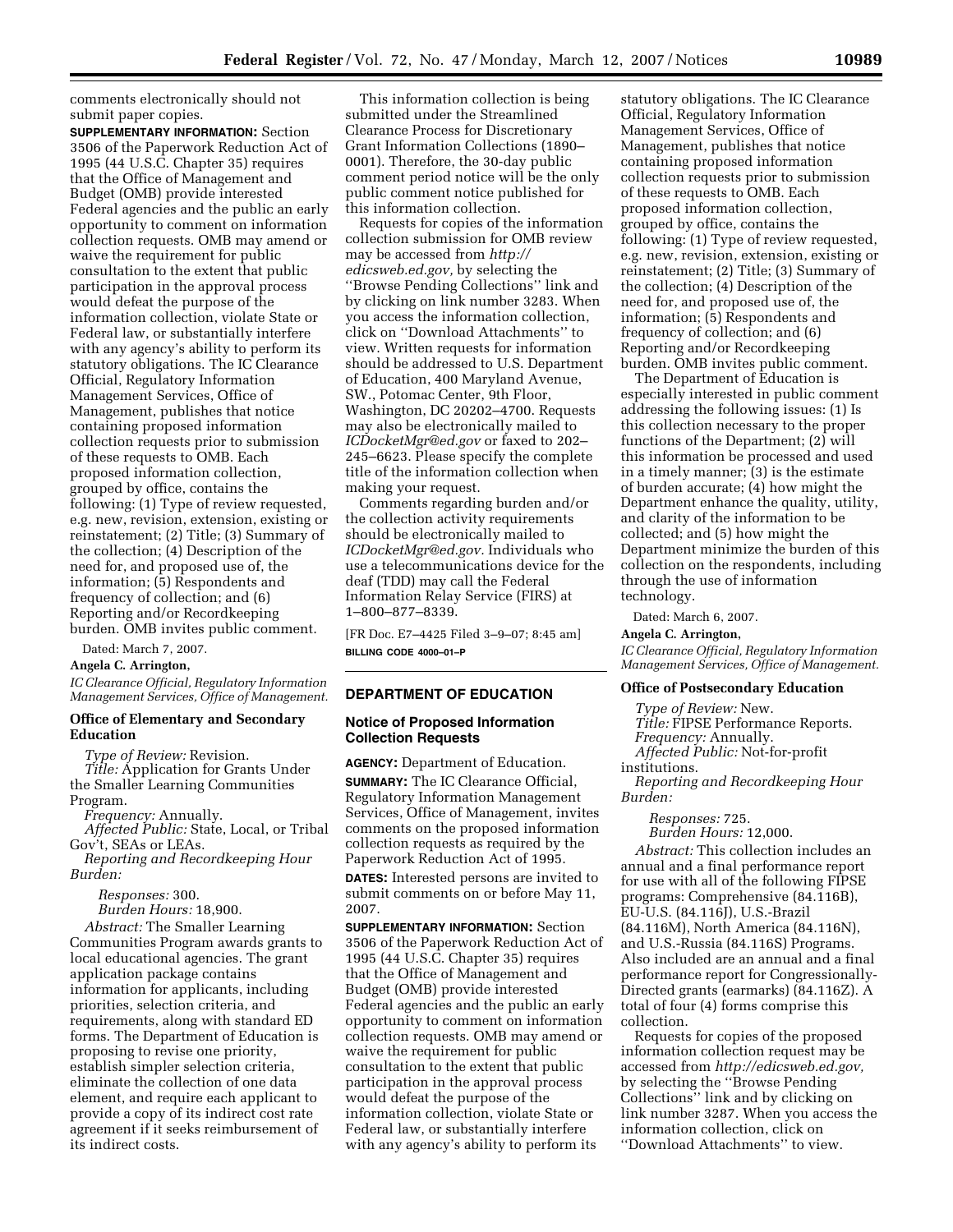comments electronically should not submit paper copies.

**SUPPLEMENTARY INFORMATION:** Section 3506 of the Paperwork Reduction Act of 1995 (44 U.S.C. Chapter 35) requires that the Office of Management and Budget (OMB) provide interested Federal agencies and the public an early opportunity to comment on information collection requests. OMB may amend or waive the requirement for public consultation to the extent that public participation in the approval process would defeat the purpose of the information collection, violate State or Federal law, or substantially interfere with any agency's ability to perform its statutory obligations. The IC Clearance Official, Regulatory Information Management Services, Office of Management, publishes that notice containing proposed information collection requests prior to submission of these requests to OMB. Each proposed information collection, grouped by office, contains the following: (1) Type of review requested, e.g. new, revision, extension, existing or reinstatement; (2) Title; (3) Summary of the collection; (4) Description of the need for, and proposed use of, the information; (5) Respondents and frequency of collection; and (6) Reporting and/or Recordkeeping burden. OMB invites public comment.

Dated: March 7, 2007.

**Angela C. Arrington,**

*IC Clearance Official, Regulatory Information Management Services, Office of Management.*

**Office of Elementary and Secondary Education**

*Type of Review:* Revision.

*Title:* Application for Grants Under the Smaller Learning Communities Program.

*Frequency:* Annually.

*Affected Public:* State, Local, or Tribal Gov't, SEAs or LEAs.

*Reporting and Recordkeeping Hour Burden:*

*Responses:* 300.

*Burden Hours:* 18,900.

*Abstract:* The Smaller Learning Communities Program awards grants to local educational agencies. The grant application package contains information for applicants, including priorities, selection criteria, and requirements, along with standard ED forms. The Department of Education is proposing to revise one priority, establish simpler selection criteria, eliminate the collection of one data element, and require each applicant to provide a copy of its indirect cost rate agreement if it seeks reimbursement of its indirect costs.

This information collection is being submitted under the Streamlined Clearance Process for Discretionary Grant Information Collections (1890–0001). Therefore, the 30-day public comment period notice will be the only public comment notice published for this information collection.

Requests for copies of the information collection submission for OMB review may be accessed from *http://edicsweb.ed.gov,* by selecting the ''Browse Pending Collections'' link and by clicking on link number 3283. When you access the information collection, click on ''Download Attachments'' to view. Written requests for information should be addressed to U.S. Department of Education, 400 Maryland Avenue, SW., Potomac Center, 9th Floor, Washington, DC 20202–4700. Requests may also be electronically mailed to *ICDocketMgr@ed.gov* or faxed to 202–245–6623. Please specify the complete title of the information collection when making your request.

Comments regarding burden and/or the collection activity requirements should be electronically mailed to *ICDocketMgr@ed.gov.* Individuals who use a telecommunications device for the deaf (TDD) may call the Federal Information Relay Service (FIRS) at 1–800–877–8339.

[FR Doc. E7–4425 Filed 3–9–07; 8:45 am]

**BILLING CODE 4000–01–P**

## DEPARTMENT OF EDUCATION

### Notice of Proposed Information Collection Requests

**AGENCY:** Department of Education.

**SUMMARY:** The IC Clearance Official, Regulatory Information Management Services, Office of Management, invites comments on the proposed information collection requests as required by the Paperwork Reduction Act of 1995.

**DATES:** Interested persons are invited to submit comments on or before May 11, 2007.

**SUPPLEMENTARY INFORMATION:** Section 3506 of the Paperwork Reduction Act of 1995 (44 U.S.C. Chapter 35) requires that the Office of Management and Budget (OMB) provide interested Federal agencies and the public an early opportunity to comment on information collection requests. OMB may amend or waive the requirement for public consultation to the extent that public participation in the approval process would defeat the purpose of the information collection, violate State or Federal law, or substantially interfere with any agency's ability to perform its statutory obligations. The IC Clearance Official, Regulatory Information Management Services, Office of Management, publishes that notice containing proposed information collection requests prior to submission of these requests to OMB. Each proposed information collection, grouped by office, contains the following: (1) Type of review requested, e.g. new, revision, extension, existing or reinstatement; (2) Title; (3) Summary of the collection; (4) Description of the need for, and proposed use of, the information; (5) Respondents and frequency of collection; and (6) Reporting and/or Recordkeeping burden. OMB invites public comment.

The Department of Education is especially interested in public comment addressing the following issues: (1) Is this collection necessary to the proper functions of the Department; (2) will this information be processed and used in a timely manner; (3) is the estimate of burden accurate; (4) how might the Department enhance the quality, utility, and clarity of the information to be collected; and (5) how might the Department minimize the burden of this collection on the respondents, including through the use of information technology.

Dated: March 6, 2007.

**Angela C. Arrington,**

*IC Clearance Official, Regulatory Information Management Services, Office of Management.*

**Office of Postsecondary Education**

*Type of Review:* New.

*Title:* FIPSE Performance Reports.

*Frequency:* Annually.

*Affected Public:* Not-for-profit institutions.

*Reporting and Recordkeeping Hour Burden:*

*Responses:* 725.

*Burden Hours:* 12,000.

*Abstract:* This collection includes an annual and a final performance report for use with all of the following FIPSE programs: Comprehensive (84.116B), EU-U.S. (84.116J), U.S.-Brazil (84.116M), North America (84.116N), and U.S.-Russia (84.116S) Programs. Also included are an annual and a final performance report for Congressionally-Directed grants (earmarks) (84.116Z). A total of four (4) forms comprise this collection.

Requests for copies of the proposed information collection request may be accessed from *http://edicsweb.ed.gov,* by selecting the ''Browse Pending Collections'' link and by clicking on link number 3287. When you access the information collection, click on ''Download Attachments'' to view.